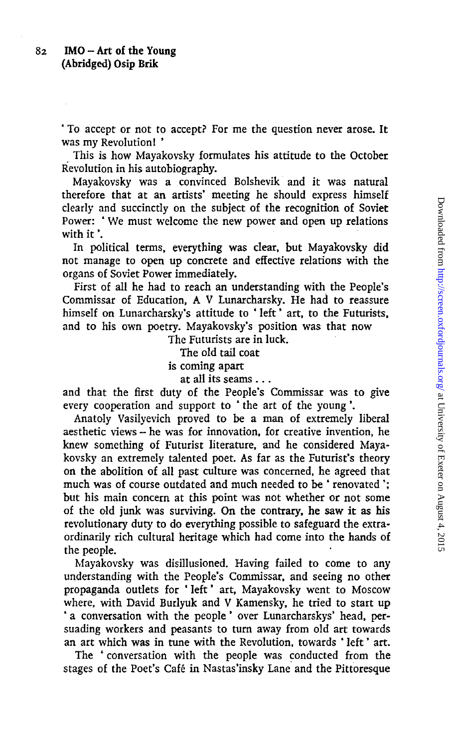# IMO – Art of the Young
## (Abridged) Osip Brik

'To accept or not to accept? For me the question never arose. It was my Revolution! '

This is how Mayakovsky formulates his attitude to the October Revolution in his autobiography.

Mayakovsky was a convinced Bolshevik and it was natural therefore that at an artists' meeting he should express himself clearly and succinctly on the subject of the recognition of Soviet Power: 'We must welcome the new power and open up relations with it'.

In political terms, everything was clear, but Mayakovsky did not manage to open up concrete and effective relations with the organs of Soviet Power immediately.

First of all he had to reach an understanding with the People's Commissar of Education, A V Lunarcharsky. He had to reassure himself on Lunarcharsky's attitude to 'left' art, to the Futurists, and to his own poetry. Mayakovsky's position was that now

> The Futurists are in luck.
> The old tail coat
> is coming apart
> at all its seams . . .

and that the first duty of the People's Commissar was to give every cooperation and support to 'the art of the young'.

Anatoly Vasilyevich proved to be a man of extremely liberal aesthetic views – he was for innovation, for creative invention, he knew something of Futurist literature, and he considered Mayakovsky an extremely talented poet. As far as the Futurist's theory on the abolition of all past culture was concerned, he agreed that much was of course outdated and much needed to be 'renovated'; but his main concern at this point was not whether or not some of the old junk was surviving. On the contrary, he saw it as his revolutionary duty to do everything possible to safeguard the extraordinarily rich cultural heritage which had come into the hands of the people.

Mayakovsky was disillusioned. Having failed to come to any understanding with the People's Commissar, and seeing no other propaganda outlets for 'left' art, Mayakovsky went to Moscow where, with David Burlyuk and V Kamensky, he tried to start up 'a conversation with the people' over Lunarcharskys' head, persuading workers and peasants to turn away from old art towards an art which was in tune with the Revolution, towards 'left' art.

The 'conversation with the people was conducted from the stages of the Poet's Café in Nastas'insky Lane and the Pittoresque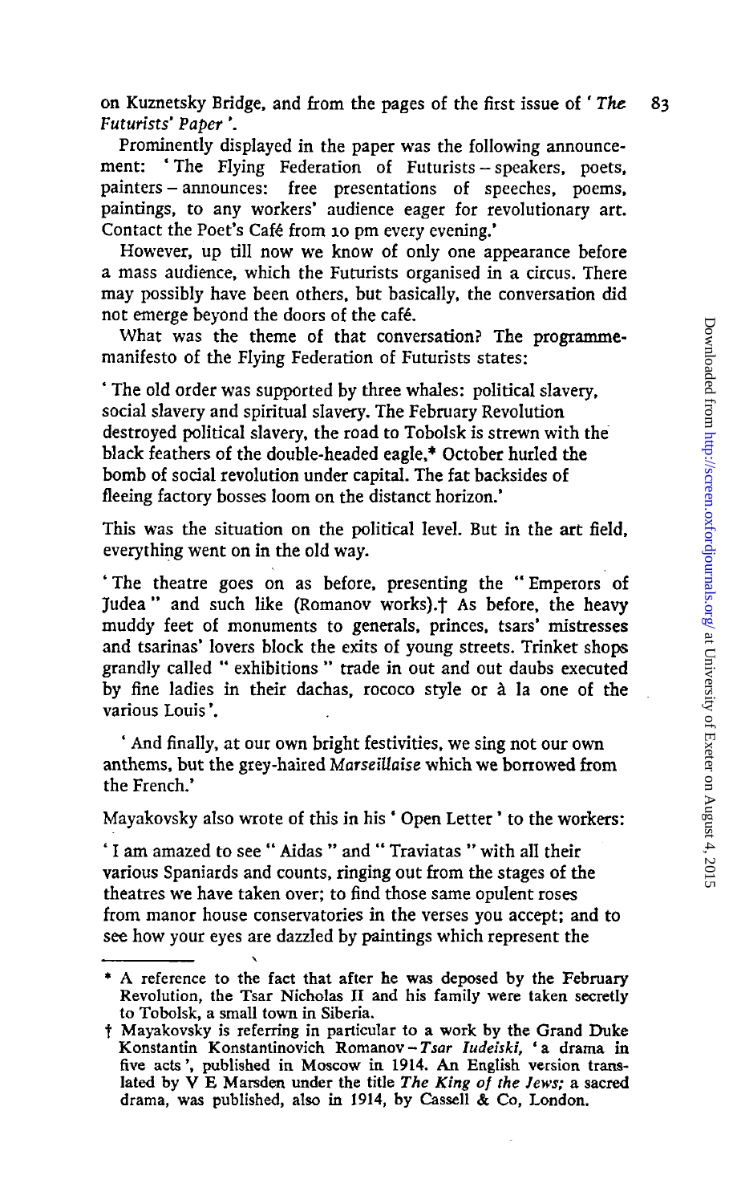on Kuznetsky Bridge, and from the pages of the first issue of '*The Futurists' Paper*'.

Prominently displayed in the paper was the following announcement: 'The Flying Federation of Futurists – speakers, poets, painters – announces: free presentations of speeches, poems, paintings, to any workers' audience eager for revolutionary art. Contact the Poet's Café from 10 pm every evening.'

However, up till now we know of only one appearance before a mass audience, which the Futurists organised in a circus. There may possibly have been others, but basically, the conversation did not emerge beyond the doors of the café.

What was the theme of that conversation? The programme-manifesto of the Flying Federation of Futurists states:

> 'The old order was supported by three whales: political slavery, social slavery and spiritual slavery. The February Revolution destroyed political slavery, the road to Tobolsk is strewn with the black feathers of the double-headed eagle,* October hurled the bomb of social revolution under capital. The fat backsides of fleeing factory bosses loom on the distanct horizon.'

This was the situation on the political level. But in the art field, everything went on in the old way.

> 'The theatre goes on as before, presenting the "Emperors of Judea" and such like (Romanov works).† As before, the heavy muddy feet of monuments to generals, princes, tsars' mistresses and tsarinas' lovers block the exits of young streets. Trinket shops grandly called "exhibitions" trade in out and out daubs executed by fine ladies in their dachas, rococo style or à la one of the various Louis'.
>
> 'And finally, at our own bright festivities, we sing not our own anthems, but the grey-haired *Marseillaise* which we borrowed from the French.'

Mayakovsky also wrote of this in his 'Open Letter' to the workers:

> 'I am amazed to see "Aidas" and "Traviatas" with all their various Spaniards and counts, ringing out from the stages of the theatres we have taken over; to find those same opulent roses from manor house conservatories in the verses you accept; and to see how your eyes are dazzled by paintings which represent the

---

* A reference to the fact that after he was deposed by the February Revolution, the Tsar Nicholas II and his family were taken secretly to Tobolsk, a small town in Siberia.

† Mayakovsky is referring in particular to a work by the Grand Duke Konstantin Konstantinovich Romanov – *Tsar Iudeiski*, 'a drama in five acts', published in Moscow in 1914. An English version translated by V E Marsden under the title *The King of the Jews*; a sacred drama, was published, also in 1914, by Cassell & Co, London.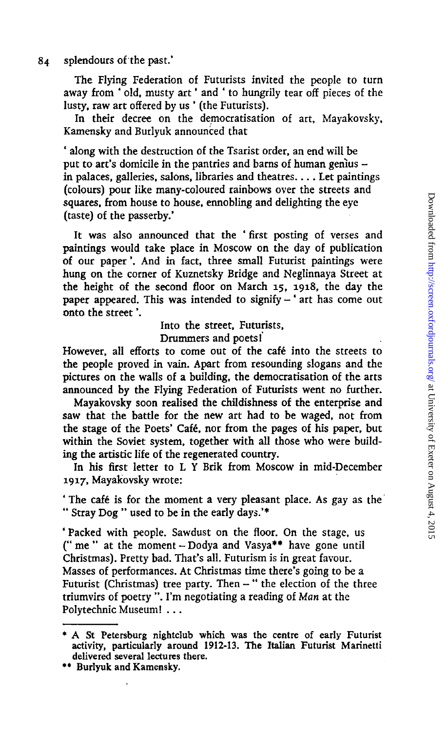splendours of the past.'

The Flying Federation of Futurists invited the people to turn away from 'old, musty art' and 'to hungrily tear off pieces of the lusty, raw art offered by us' (the Futurists).

In their decree on the democratisation of art, Mayakovsky, Kamensky and Burlyuk announced that

> 'along with the destruction of the Tsarist order, an end will be put to art's domicile in the pantries and barns of human genius – in palaces, galleries, salons, libraries and theatres. . . . Let paintings (colours) pour like many-coloured rainbows over the streets and squares, from house to house, ennobling and delighting the eye (taste) of the passerby.'

It was also announced that the 'first posting of verses and paintings would take place in Moscow on the day of publication of our paper'. And in fact, three small Futurist paintings were hung on the corner of Kuznetsky Bridge and Neglinnaya Street at the height of the second floor on March 15, 1918, the day the paper appeared. This was intended to signify – 'art has come out onto the street'.

> Into the street, Futurists,
> Drummers and poets!

However, all efforts to come out of the café into the streets to the people proved in vain. Apart from resounding slogans and the pictures on the walls of a building, the democratisation of the arts announced by the Flying Federation of Futurists went no further.

Mayakovsky soon realised the childishness of the enterprise and saw that the battle for the new art had to be waged, not from the stage of the Poets' Café, nor from the pages of his paper, but within the Soviet system, together with all those who were building the artistic life of the regenerated country.

In his first letter to L Y Brik from Moscow in mid-December 1917, Mayakovsky wrote:

> 'The café is for the moment a very pleasant place. As gay as the "Stray Dog" used to be in the early days.'*

> 'Packed with people. Sawdust on the floor. On the stage, us ("me" at the moment – Dodya and Vasya** have gone until Christmas). Pretty bad. That's all. Futurism is in great favour. Masses of performances. At Christmas time there's going to be a Futurist (Christmas) tree party. Then – "the election of the three triumvirs of poetry". I'm negotiating a reading of *Man* at the Polytechnic Museum! . . .

---

* A St Petersburg nightclub which was the centre of early Futurist activity, particularly around 1912-13. The Italian Futurist Marinetti delivered several lectures there.

** Burlyuk and Kamensky.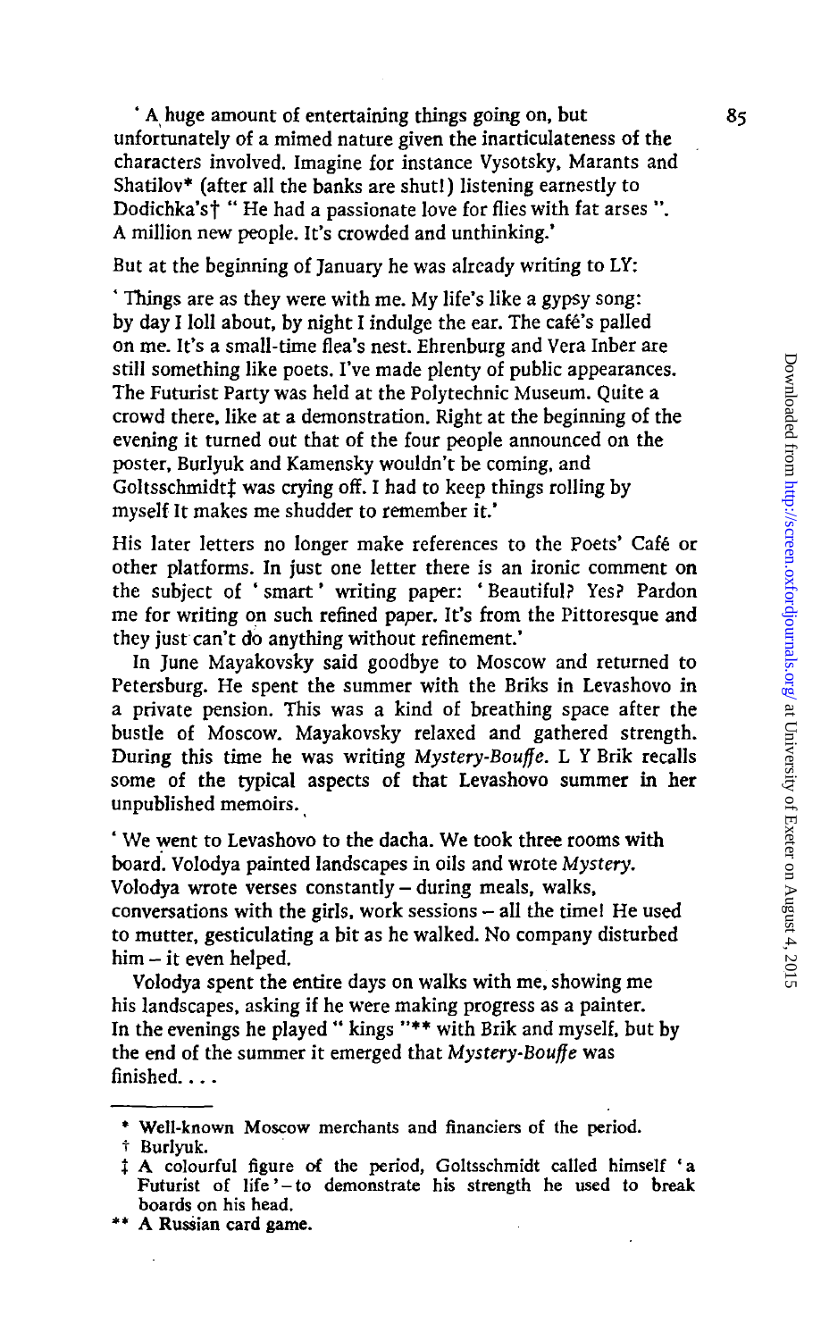'A huge amount of entertaining things going on, but unfortunately of a mimed nature given the inarticulateness of the characters involved. Imagine for instance Vysotsky, Marants and Shatilov* (after all the banks are shut!) listening earnestly to Dodichka's† "He had a passionate love for flies with fat arses". A million new people. It's crowded and unthinking.'

But at the beginning of January he was already writing to LY:

'Things are as they were with me. My life's like a gypsy song: by day I loll about, by night I indulge the ear. The café's palled on me. It's a small-time flea's nest. Ehrenburg and Vera Inber are still something like poets. I've made plenty of public appearances. The Futurist Party was held at the Polytechnic Museum. Quite a crowd there, like at a demonstration. Right at the beginning of the evening it turned out that of the four people announced on the poster, Burlyuk and Kamensky wouldn't be coming, and Goltsschmidt‡ was crying off. I had to keep things rolling by myself It makes me shudder to remember it.'

His later letters no longer make references to the Poets' Café or other platforms. In just one letter there is an ironic comment on the subject of 'smart' writing paper: 'Beautiful? Yes? Pardon me for writing on such refined paper. It's from the Pittoresque and they just can't do anything without refinement.'

In June Mayakovsky said goodbye to Moscow and returned to Petersburg. He spent the summer with the Briks in Levashovo in a private pension. This was a kind of breathing space after the bustle of Moscow. Mayakovsky relaxed and gathered strength. During this time he was writing *Mystery-Bouffe*. L Y Brik recalls some of the typical aspects of that Levashovo summer in her unpublished memoirs.

'We went to Levashovo to the dacha. We took three rooms with board. Volodya painted landscapes in oils and wrote *Mystery*. Volodya wrote verses constantly – during meals, walks, conversations with the girls, work sessions – all the time! He used to mutter, gesticulating a bit as he walked. No company disturbed him – it even helped.

Volodya spent the entire days on walks with me, showing me his landscapes, asking if he were making progress as a painter. In the evenings he played "kings"** with Brik and myself, but by the end of the summer it emerged that *Mystery-Bouffe* was finished. . . .

---

\* Well-known Moscow merchants and financiers of the period.

† Burlyuk.

‡ A colourful figure of the period, Goltsschmidt called himself 'a Futurist of life' – to demonstrate his strength he used to break boards on his head.

\*\* A Russian card game.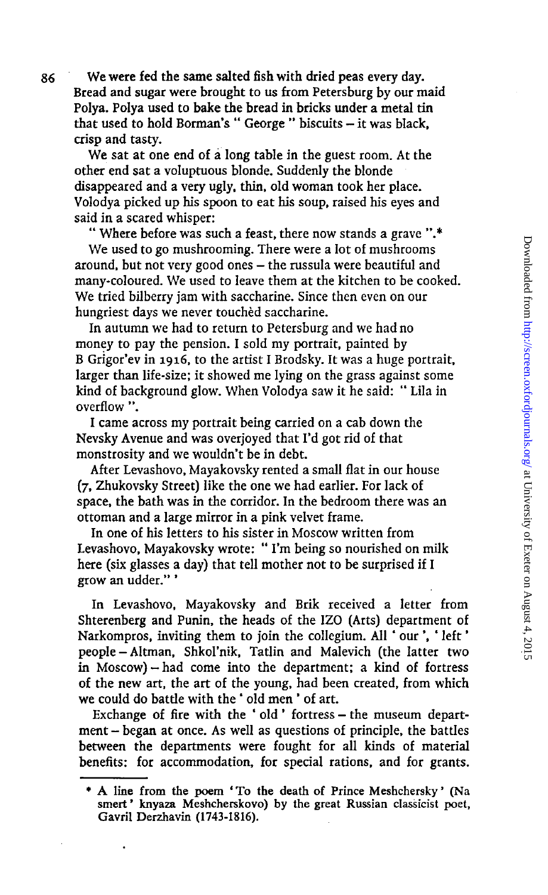We were fed the same salted fish with dried peas every day. Bread and sugar were brought to us from Petersburg by our maid Polya. Polya used to bake the bread in bricks under a metal tin that used to hold Borman's " George " biscuits – it was black, crisp and tasty.

We sat at one end of a long table in the guest room. At the other end sat a voluptuous blonde. Suddenly the blonde disappeared and a very ugly, thin, old woman took her place. Volodya picked up his spoon to eat his soup, raised his eyes and said in a scared whisper:

" Where before was such a feast, there now stands a grave ".*

We used to go mushrooming. There were a lot of mushrooms around, but not very good ones – the russula were beautiful and many-coloured. We used to leave them at the kitchen to be cooked. We tried bilberry jam with saccharine. Since then even on our hungriest days we never touched saccharine.

In autumn we had to return to Petersburg and we had no money to pay the pension. I sold my portrait, painted by B Grigor'ev in 1916, to the artist I Brodsky. It was a huge portrait, larger than life-size; it showed me lying on the grass against some kind of background glow. When Volodya saw it he said: " Lila in overflow ".

I came across my portrait being carried on a cab down the Nevsky Avenue and was overjoyed that I'd got rid of that monstrosity and we wouldn't be in debt.

After Levashovo, Mayakovsky rented a small flat in our house (7, Zhukovsky Street) like the one we had earlier. For lack of space, the bath was in the corridor. In the bedroom there was an ottoman and a large mirror in a pink velvet frame.

In one of his letters to his sister in Moscow written from Levashovo, Mayakovsky wrote: " I'm being so nourished on milk here (six glasses a day) that tell mother not to be surprised if I grow an udder." '

In Levashovo, Mayakovsky and Brik received a letter from Shterenberg and Punin, the heads of the IZO (Arts) department of Narkompros, inviting them to join the collegium. All ' our ', ' left ' people – Altman, Shkol'nik, Tatlin and Malevich (the latter two in Moscow) – had come into the department; a kind of fortress of the new art, the art of the young, had been created, from which we could do battle with the ' old men ' of art.

Exchange of fire with the ' old ' fortress – the museum department – began at once. As well as questions of principle, the battles between the departments were fought for all kinds of material benefits: for accommodation, for special rations, and for grants.

---

* A line from the poem 'To the death of Prince Meshchersky' (Na smert' knyaza Meshcherskovo) by the great Russian classicist poet, Gavril Derzhavin (1743-1816).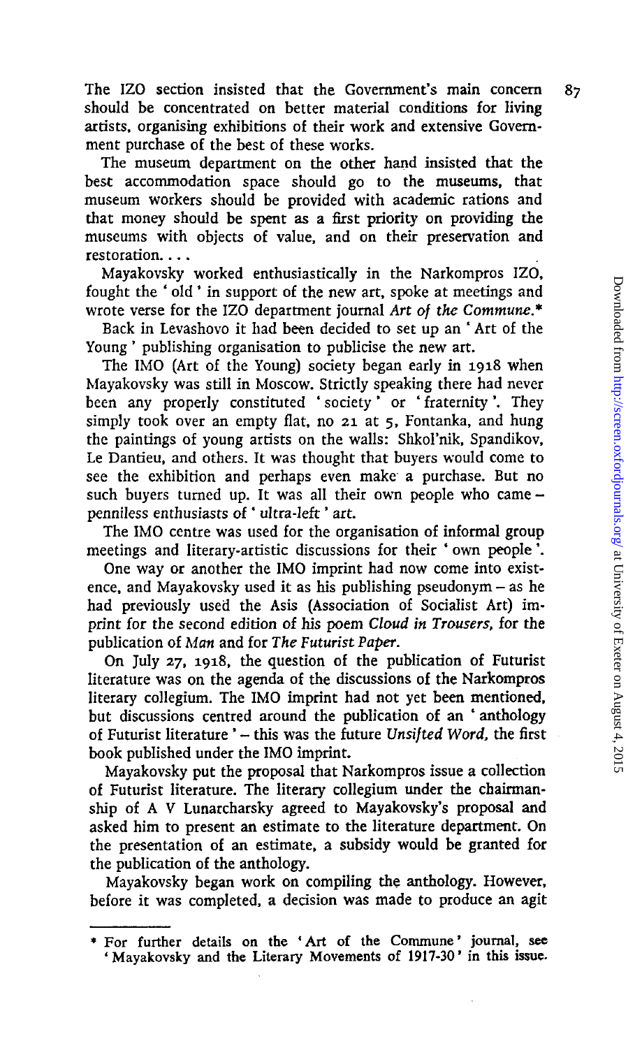The IZO section insisted that the Government's main concern should be concentrated on better material conditions for living artists, organising exhibitions of their work and extensive Government purchase of the best of these works.

The museum department on the other hand insisted that the best accommodation space should go to the museums, that museum workers should be provided with academic rations and that money should be spent as a first priority on providing the museums with objects of value, and on their preservation and restoration. . . .

Mayakovsky worked enthusiastically in the Narkompros IZO, fought the 'old' in support of the new art, spoke at meetings and wrote verse for the IZO department journal *Art of the Commune*.*

Back in Levashovo it had been decided to set up an 'Art of the Young' publishing organisation to publicise the new art.

The IMO (Art of the Young) society began early in 1918 when Mayakovsky was still in Moscow. Strictly speaking there had never been any properly constituted 'society' or 'fraternity'. They simply took over an empty flat, no 21 at 5, Fontanka, and hung the paintings of young artists on the walls: Shkol'nik, Spandikov, Le Dantieu, and others. It was thought that buyers would come to see the exhibition and perhaps even make a purchase. But no such buyers turned up. It was all their own people who came – penniless enthusiasts of 'ultra-left' art.

The IMO centre was used for the organisation of informal group meetings and literary-artistic discussions for their 'own people'.

One way or another the IMO imprint had now come into existence, and Mayakovsky used it as his publishing pseudonym – as he had previously used the Asis (Association of Socialist Art) imprint for the second edition of his poem *Cloud in Trousers*, for the publication of *Man* and for *The Futurist Paper*.

On July 27, 1918, the question of the publication of Futurist literature was on the agenda of the discussions of the Narkompros literary collegium. The IMO imprint had not yet been mentioned, but discussions centred around the publication of an 'anthology of Futurist literature' – this was the future *Unsifted Word*, the first book published under the IMO imprint.

Mayakovsky put the proposal that Narkompros issue a collection of Futurist literature. The literary collegium under the chairmanship of A V Lunarcharsky agreed to Mayakovsky's proposal and asked him to present an estimate to the literature department. On the presentation of an estimate, a subsidy would be granted for the publication of the anthology.

Mayakovsky began work on compiling the anthology. However, before it was completed, a decision was made to produce an agit

---

* For further details on the 'Art of the Commune' journal, see 'Mayakovsky and the Literary Movements of 1917-30' in this issue.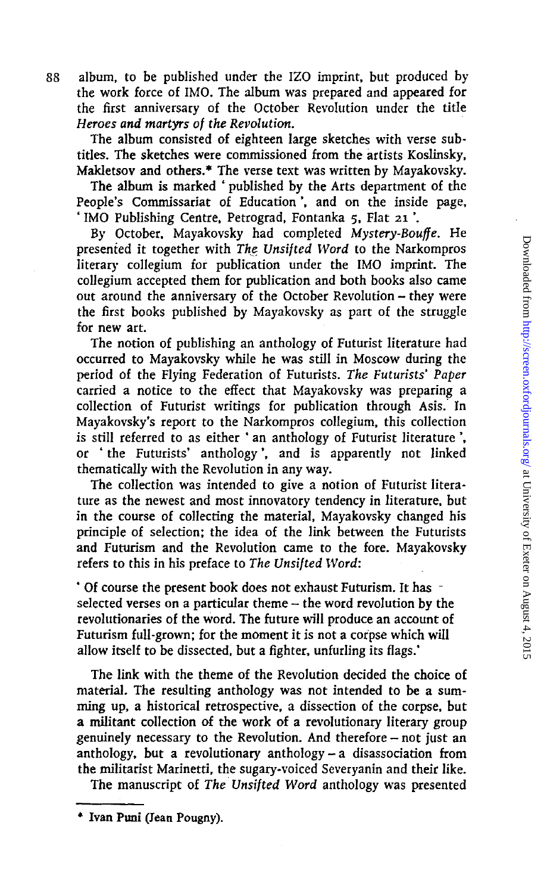album, to be published under the IZO imprint, but produced by the work force of IMO. The album was prepared and appeared for the first anniversary of the October Revolution under the title *Heroes and martyrs of the Revolution*.

The album consisted of eighteen large sketches with verse subtitles. The sketches were commissioned from the artists Koslinsky, Makletsov and others.* The verse text was written by Mayakovsky.

The album is marked 'published by the Arts department of the People's Commissariat of Education', and on the inside page, 'IMO Publishing Centre, Petrograd, Fontanka 5, Flat 21'.

By October, Mayakovsky had completed *Mystery-Bouffe*. He presented it together with *The Unsifted Word* to the Narkompros literary collegium for publication under the IMO imprint. The collegium accepted them for publication and both books also came out around the anniversary of the October Revolution – they were the first books published by Mayakovsky as part of the struggle for new art.

The notion of publishing an anthology of Futurist literature had occurred to Mayakovsky while he was still in Moscow during the period of the Flying Federation of Futurists. *The Futurists' Paper* carried a notice to the effect that Mayakovsky was preparing a collection of Futurist writings for publication through Asis. In Mayakovsky's report to the Narkompros collegium, this collection is still referred to as either 'an anthology of Futurist literature', or 'the Futurists' anthology', and is apparently not linked thematically with the Revolution in any way.

The collection was intended to give a notion of Futurist literature as the newest and most innovatory tendency in literature, but in the course of collecting the material, Mayakovsky changed his principle of selection; the idea of the link between the Futurists and Futurism and the Revolution came to the fore. Mayakovsky refers to this in his preface to *The Unsifted Word*:

> 'Of course the present book does not exhaust Futurism. It has selected verses on a particular theme – the word revolution by the revolutionaries of the word. The future will produce an account of Futurism full-grown; for the moment it is not a corpse which will allow itself to be dissected, but a fighter, unfurling its flags.'

The link with the theme of the Revolution decided the choice of material. The resulting anthology was not intended to be a summing up, a historical retrospective, a dissection of the corpse, but a militant collection of the work of a revolutionary literary group genuinely necessary to the Revolution. And therefore – not just an anthology, but a revolutionary anthology – a disassociation from the militarist Marinetti, the sugary-voiced Severyanin and their like.

The manuscript of *The Unsifted Word* anthology was presented

---

* Ivan Puni (Jean Pougny).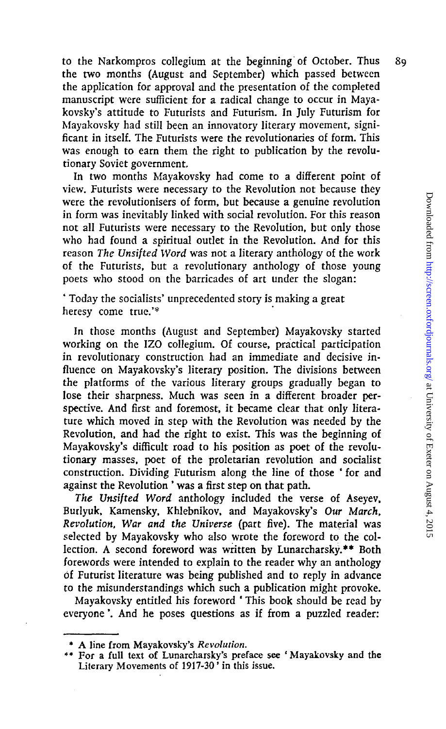to the Narkompros collegium at the beginning of October. Thus the two months (August and September) which passed between the application for approval and the presentation of the completed manuscript were sufficient for a radical change to occur in Mayakovsky's attitude to Futurists and Futurism. In July Futurism for Mayakovsky had still been an innovatory literary movement, significant in itself. The Futurists were the revolutionaries of form. This was enough to earn them the right to publication by the revolutionary Soviet government.

In two months Mayakovsky had come to a different point of view. Futurists were necessary to the Revolution not because they were the revolutionisers of form, but because a genuine revolution in form was inevitably linked with social revolution. For this reason not all Futurists were necessary to the Revolution, but only those who had found a spiritual outlet in the Revolution. And for this reason *The Unsifted Word* was not a literary anthology of the work of the Futurists, but a revolutionary anthology of those young poets who stood on the barricades of art under the slogan:

'Today the socialists' unprecedented story is making a great heresy come true.'*

In those months (August and September) Mayakovsky started working on the IZO collegium. Of course, practical participation in revolutionary construction had an immediate and decisive influence on Mayakovsky's literary position. The divisions between the platforms of the various literary groups gradually began to lose their sharpness. Much was seen in a different broader perspective. And first and foremost, it became clear that only literature which moved in step with the Revolution was needed by the Revolution, and had the right to exist. This was the beginning of Mayakovsky's difficult road to his position as poet of the revolutionary masses, poet of the proletarian revolution and socialist construction. Dividing Futurism along the line of those 'for and against the Revolution' was a first step on that path.

*The Unsifted Word* anthology included the verse of Aseyev, Burlyuk, Kamensky, Khlebnikov, and Mayakovsky's *Our March*, *Revolution*, *War and the Universe* (part five). The material was selected by Mayakovsky who also wrote the foreword to the collection. A second foreword was written by Lunarcharsky.** Both forewords were intended to explain to the reader why an anthology of Futurist literature was being published and to reply in advance to the misunderstandings which such a publication might provoke.

Mayakovsky entitled his foreword 'This book should be read by everyone'. And he poses questions as if from a puzzled reader:

---

\* A line from Mayakovsky's *Revolution*.

\*\* For a full text of Lunarcharsky's preface see 'Mayakovsky and the Literary Movements of 1917-30' in this issue.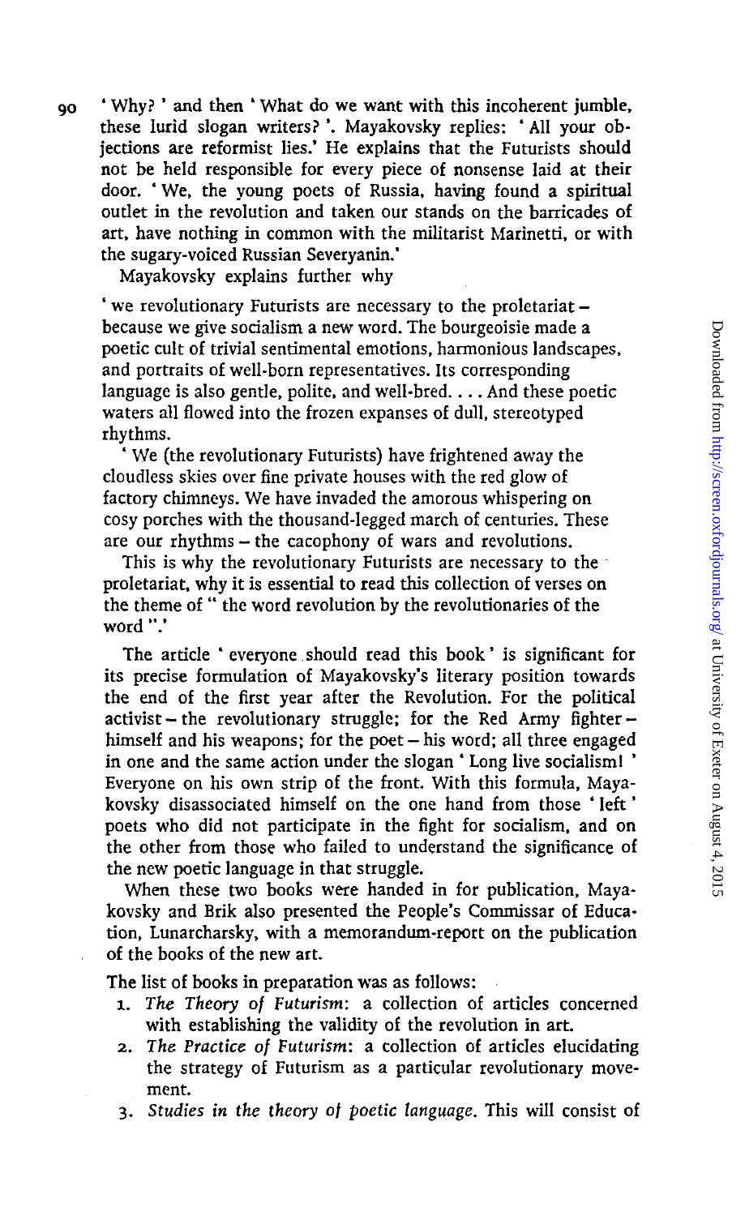'Why?' and then 'What do we want with this incoherent jumble, these lurid slogan writers?'. Mayakovsky replies: 'All your objections are reformist lies.' He explains that the Futurists should not be held responsible for every piece of nonsense laid at their door. 'We, the young poets of Russia, having found a spiritual outlet in the revolution and taken our stands on the barricades of art, have nothing in common with the militarist Marinetti, or with the sugary-voiced Russian Severyanin.'

Mayakovsky explains further why

> 'we revolutionary Futurists are necessary to the proletariat – because we give socialism a new word. The bourgeoisie made a poetic cult of trivial sentimental emotions, harmonious landscapes, and portraits of well-born representatives. Its corresponding language is also gentle, polite, and well-bred. . . . And these poetic waters all flowed into the frozen expanses of dull, stereotyped rhythms.
>
> 'We (the revolutionary Futurists) have frightened away the cloudless skies over fine private houses with the red glow of factory chimneys. We have invaded the amorous whispering on cosy porches with the thousand-legged march of centuries. These are our rhythms – the cacophony of wars and revolutions.
>
> This is why the revolutionary Futurists are necessary to the proletariat, why it is essential to read this collection of verses on the theme of "the word revolution by the revolutionaries of the word".'

The article 'everyone should read this book' is significant for its precise formulation of Mayakovsky's literary position towards the end of the first year after the Revolution. For the political activist – the revolutionary struggle; for the Red Army fighter – himself and his weapons; for the poet – his word; all three engaged in one and the same action under the slogan 'Long live socialism!' Everyone on his own strip of the front. With this formula, Mayakovsky disassociated himself on the one hand from those 'left' poets who did not participate in the fight for socialism, and on the other from those who failed to understand the significance of the new poetic language in that struggle.

When these two books were handed in for publication, Mayakovsky and Brik also presented the People's Commissar of Education, Lunarcharsky, with a memorandum-report on the publication of the books of the new art.

The list of books in preparation was as follows:

1. *The Theory of Futurism*: a collection of articles concerned with establishing the validity of the revolution in art.
2. *The Practice of Futurism*: a collection of articles elucidating the strategy of Futurism as a particular revolutionary movement.
3. *Studies in the theory of poetic language*. This will consist of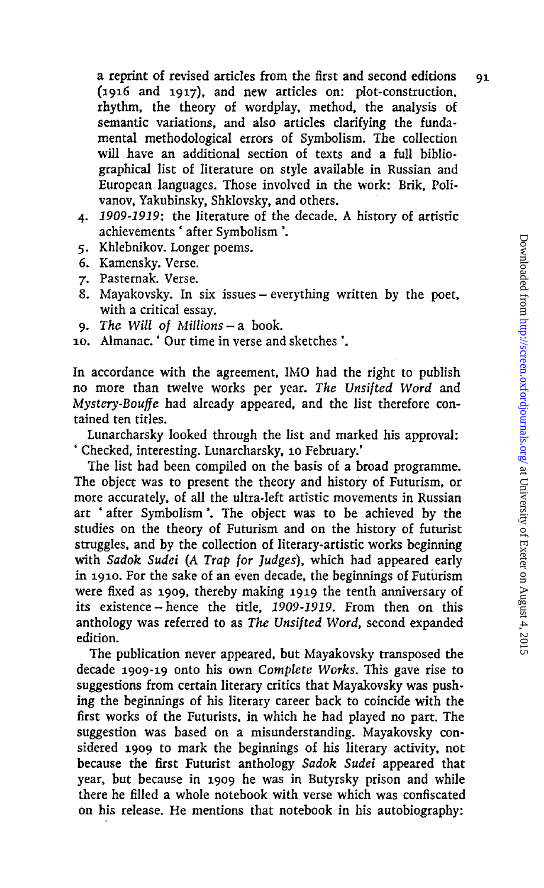a reprint of revised articles from the first and second editions (1916 and 1917), and new articles on: plot-construction, rhythm, the theory of wordplay, method, the analysis of semantic variations, and also articles clarifying the fundamental methodological errors of Symbolism. The collection will have an additional section of texts and a full bibliographical list of literature on style available in Russian and European languages. Those involved in the work: Brik, Polivanov, Yakubinsky, Shklovsky, and others.

4. *1909-1919*: the literature of the decade. A history of artistic achievements ' after Symbolism '.
5. Khlebnikov. Longer poems.
6. Kamensky. Verse.
7. Pasternak. Verse.
8. Mayakovsky. In six issues – everything written by the poet, with a critical essay.
9. *The Will of Millions* – a book.
10. Almanac. ' Our time in verse and sketches '.

In accordance with the agreement, IMO had the right to publish no more than twelve works per year. *The Unsifted Word* and *Mystery-Bouffe* had already appeared, and the list therefore contained ten titles.

Lunarcharsky looked through the list and marked his approval: ' Checked, interesting. Lunarcharsky, 10 February.'

The list had been compiled on the basis of a broad programme. The object was to present the theory and history of Futurism, or more accurately, of all the ultra-left artistic movements in Russian art ' after Symbolism '. The object was to be achieved by the studies on the theory of Futurism and on the history of futurist struggles, and by the collection of literary-artistic works beginning with *Sadok Sudei* (*A Trap for Judges*), which had appeared early in 1910. For the sake of an even decade, the beginnings of Futurism were fixed as 1909, thereby making 1919 the tenth anniversary of its existence – hence the title, *1909-1919*. From then on this anthology was referred to as *The Unsifted Word*, second expanded edition.

The publication never appeared, but Mayakovsky transposed the decade 1909-19 onto his own *Complete Works*. This gave rise to suggestions from certain literary critics that Mayakovsky was pushing the beginnings of his literary career back to coincide with the first works of the Futurists, in which he had played no part. The suggestion was based on a misunderstanding. Mayakovsky considered 1909 to mark the beginnings of his literary activity, not because the first Futurist anthology *Sadok Sudei* appeared that year, but because in 1909 he was in Butyrsky prison and while there he filled a whole notebook with verse which was confiscated on his release. He mentions that notebook in his autobiography: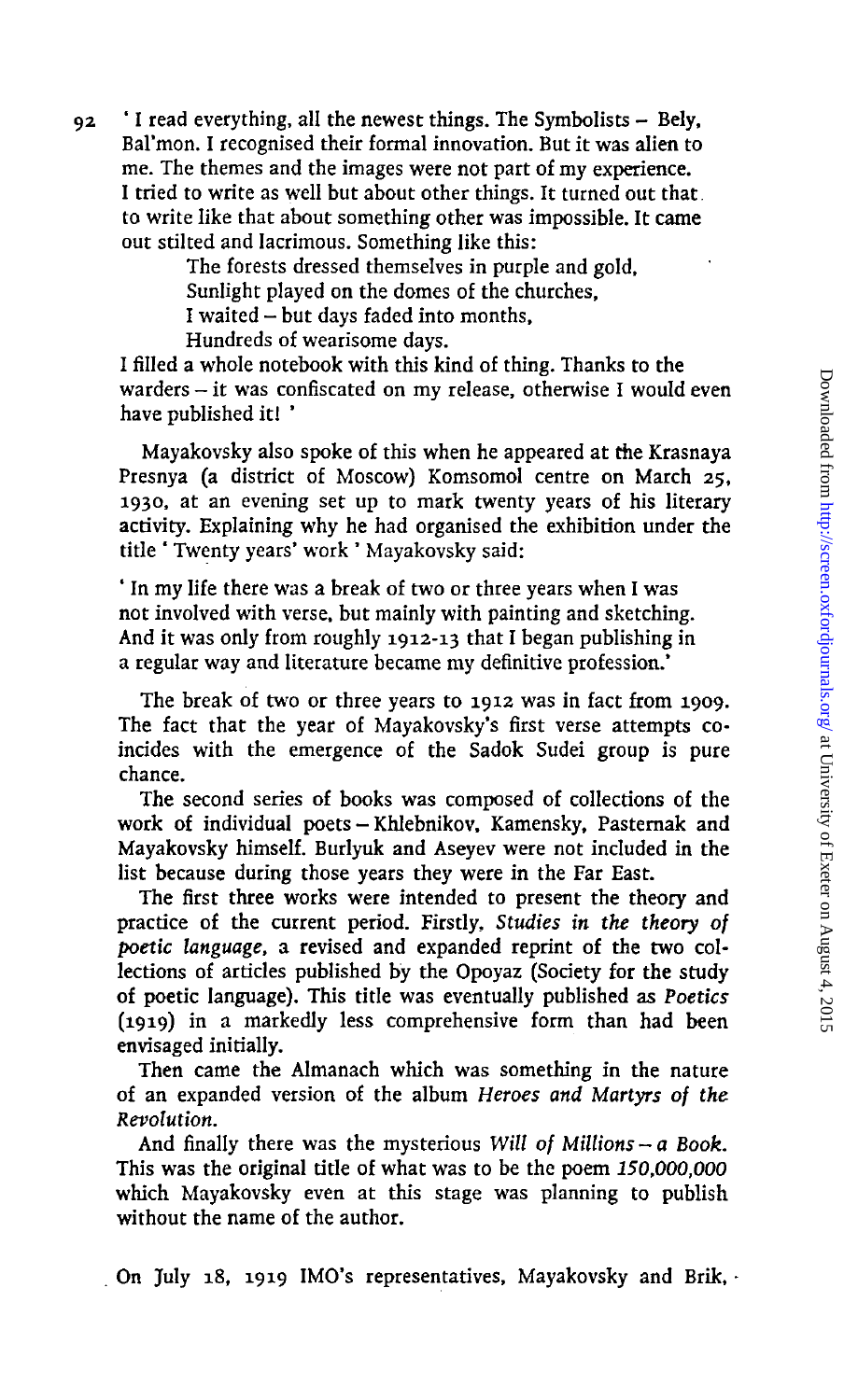'I read everything, all the newest things. The Symbolists – Bely, Bal'mon. I recognised their formal innovation. But it was alien to me. The themes and the images were not part of my experience. I tried to write as well but about other things. It turned out that to write like that about something other was impossible. It came out stilted and lacrimous. Something like this:

> The forests dressed themselves in purple and gold,
> Sunlight played on the domes of the churches,
> I waited – but days faded into months,
> Hundreds of wearisome days.

I filled a whole notebook with this kind of thing. Thanks to the warders – it was confiscated on my release, otherwise I would even have published it! '

Mayakovsky also spoke of this when he appeared at the Krasnaya Presnya (a district of Moscow) Komsomol centre on March 25, 1930, at an evening set up to mark twenty years of his literary activity. Explaining why he had organised the exhibition under the title 'Twenty years' work' Mayakovsky said:

'In my life there was a break of two or three years when I was not involved with verse, but mainly with painting and sketching. And it was only from roughly 1912-13 that I began publishing in a regular way and literature became my definitive profession.'

The break of two or three years to 1912 was in fact from 1909. The fact that the year of Mayakovsky's first verse attempts coincides with the emergence of the Sadok Sudei group is pure chance.

The second series of books was composed of collections of the work of individual poets – Khlebnikov, Kamensky, Pasternak and Mayakovsky himself. Burlyuk and Aseyev were not included in the list because during those years they were in the Far East.

The first three works were intended to present the theory and practice of the current period. Firstly, *Studies in the theory of poetic language*, a revised and expanded reprint of the two collections of articles published by the Opoyaz (Society for the study of poetic language). This title was eventually published as *Poetics* (1919) in a markedly less comprehensive form than had been envisaged initially.

Then came the Almanach which was something in the nature of an expanded version of the album *Heroes and Martyrs of the Revolution*.

And finally there was the mysterious *Will of Millions – a Book*. This was the original title of what was to be the poem *150,000,000* which Mayakovsky even at this stage was planning to publish without the name of the author.

On July 18, 1919 IMO's representatives, Mayakovsky and Brik,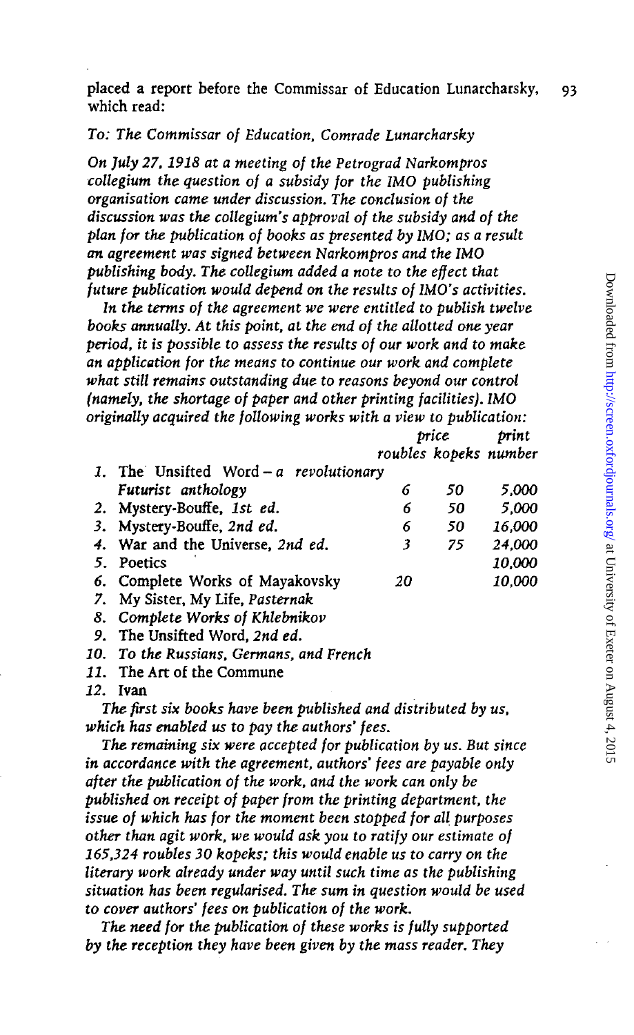placed a report before the Commissar of Education Lunacharsky, which read:

*To: The Commissar of Education, Comrade Lunarcharsky*

*On July 27, 1918 at a meeting of the Petrograd Narkompros collegium the question of a subsidy for the IMO publishing organisation came under discussion. The conclusion of the discussion was the collegium's approval of the subsidy and of the plan for the publication of books as presented by IMO; as a result an agreement was signed between Narkompros and the IMO publishing body. The collegium added a note to the effect that future publication would depend on the results of IMO's activities.*

*In the terms of the agreement we were entitled to publish twelve books annually. At this point, at the end of the allotted one year period, it is possible to assess the results of our work and to make an application for the means to continue our work and complete what still remains outstanding due to reasons beyond our control (namely, the shortage of paper and other printing facilities). IMO originally acquired the following works with a view to publication:*

| | *price* | | *print* |
|---|---|---|---|
| | *roubles* | *kopeks* | *number* |
| 1. The Unsifted Word – *a revolutionary Futurist anthology* | *6* | *50* | *5,000* |
| 2. Mystery-Bouffe, *1st ed.* | *6* | *50* | *5,000* |
| 3. Mystery-Bouffe, *2nd ed.* | *6* | *50* | *16,000* |
| 4. War and the Universe, *2nd ed.* | *3* | *75* | *24,000* |
| 5. Poetics | | | *10,000* |
| 6. *Complete Works of Mayakovsky* | *20* | | *10,000* |
| 7. My Sister, My Life, *Pasternak* | | | |
| 8. *Complete Works of Khlebnikov* | | | |
| 9. The Unsifted Word, *2nd ed.* | | | |
| 10. *To the Russians, Germans, and French* | | | |
| 11. The Art of the Commune | | | |
| 12. Ivan | | | |

*The first six books have been published and distributed by us, which has enabled us to pay the authors' fees.*

*The remaining six were accepted for publication by us. But since in accordance with the agreement, authors' fees are payable only after the publication of the work, and the work can only be published on receipt of paper from the printing department, the issue of which has for the moment been stopped for all purposes other than agit work, we would ask you to ratify our estimate of 165,324 roubles 30 kopeks; this would enable us to carry on the literary work already under way until such time as the publishing situation has been regularised. The sum in question would be used to cover authors' fees on publication of the work.*

*The need for the publication of these works is fully supported by the reception they have been given by the mass reader. They*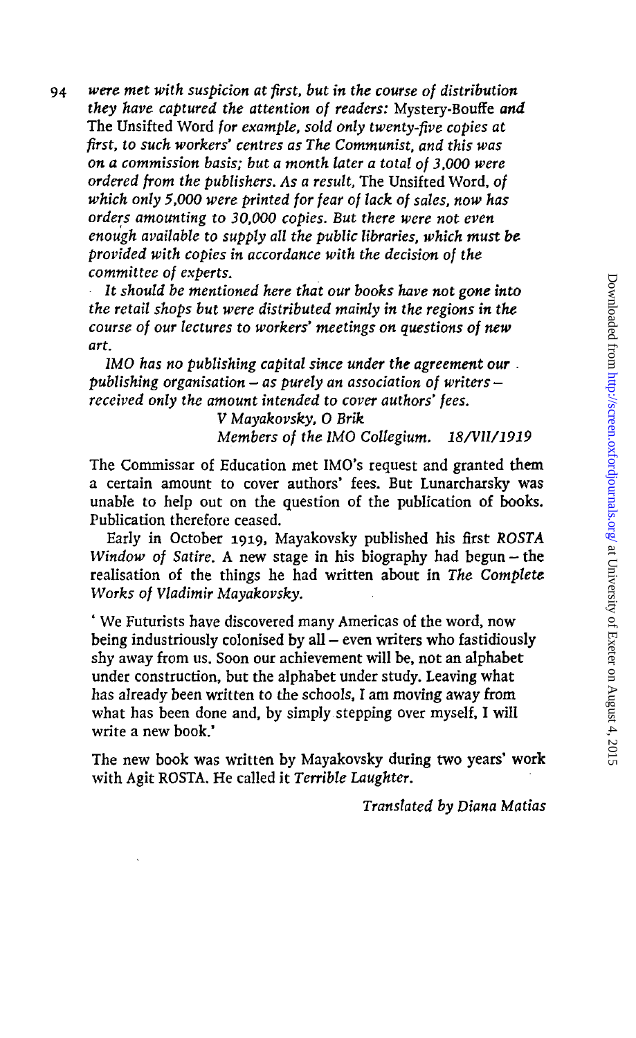*were met with suspicion at first, but in the course of distribution they have captured the attention of readers:* Mystery-Bouffe *and* The Unsifted Word *for example, sold only twenty-five copies at first, to such workers' centres as The Communist, and this was on a commission basis; but a month later a total of 3,000 were ordered from the publishers. As a result,* The Unsifted Word, *of which only 5,000 were printed for fear of lack of sales, now has orders amounting to 30,000 copies. But there were not even enough available to supply all the public libraries, which must be provided with copies in accordance with the decision of the committee of experts.*

*It should be mentioned here that our books have not gone into the retail shops but were distributed mainly in the regions in the course of our lectures to workers' meetings on questions of new art.*

*IMO has no publishing capital since under the agreement our publishing organisation – as purely an association of writers – received only the amount intended to cover authors' fees.*

*V Mayakovsky, O Brik*
*Members of the IMO Collegium. 18/VII/1919*

The Commissar of Education met IMO's request and granted them a certain amount to cover authors' fees. But Lunarcharsky was unable to help out on the question of the publication of books. Publication therefore ceased.

Early in October 1919, Mayakovsky published his first *ROSTA Window of Satire.* A new stage in his biography had begun – the realisation of the things he had written about in *The Complete Works of Vladimir Mayakovsky.*

'We Futurists have discovered many Americas of the word, now being industriously colonised by all – even writers who fastidiously shy away from us. Soon our achievement will be, not an alphabet under construction, but the alphabet under study. Leaving what has already been written to the schools, I am moving away from what has been done and, by simply stepping over myself, I will write a new book.'

The new book was written by Mayakovsky during two years' work with Agit ROSTA. He called it *Terrible Laughter.*

*Translated by Diana Matias*